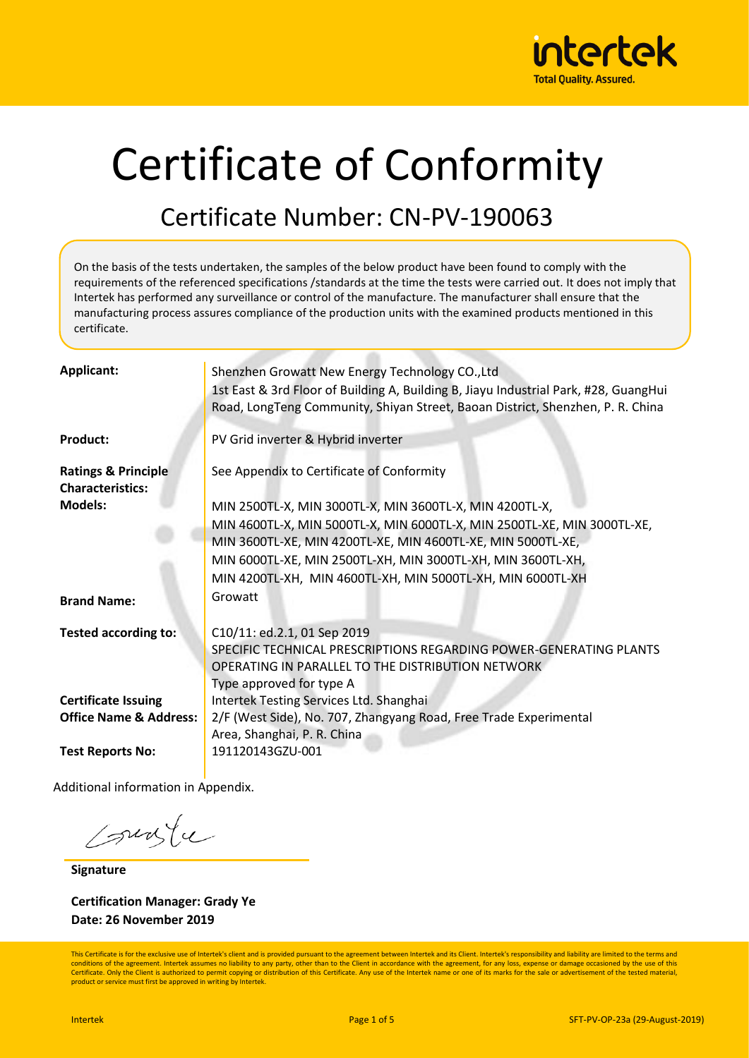# Certificate of Conformity

## Certificate Number: CN-PV-190063

On the basis of the tests undertaken, the samples of the below product have been found to comply with the requirements of the referenced specifications /standards at the time the tests were carried out. It does not imply that Intertek has performed any surveillance or control of the manufacture. The manufacturer shall ensure that the manufacturing process assures compliance of the production units with the examined products mentioned in this certificate.

| | |
|---|---|
| **Applicant:** | Shenzhen Growatt New Energy Technology CO.,Ltd<br>1st East & 3rd Floor of Building A, Building B, Jiayu Industrial Park, #28, GuangHui Road, LongTeng Community, Shiyan Street, Baoan District, Shenzhen, P. R. China |
| **Product:** | PV Grid inverter & Hybrid inverter |
| **Ratings & Principle Characteristics:** | See Appendix to Certificate of Conformity |
| **Models:** | MIN 2500TL-X, MIN 3000TL-X, MIN 3600TL-X, MIN 4200TL-X, MIN 4600TL-X, MIN 5000TL-X, MIN 6000TL-X, MIN 2500TL-XE, MIN 3000TL-XE, MIN 3600TL-XE, MIN 4200TL-XE, MIN 4600TL-XE, MIN 5000TL-XE, MIN 6000TL-XE, MIN 2500TL-XH, MIN 3000TL-XH, MIN 3600TL-XH, MIN 4200TL-XH, MIN 4600TL-XH, MIN 5000TL-XH, MIN 6000TL-XH |
| **Brand Name:** | Growatt |
| **Tested according to:** | C10/11: ed.2.1, 01 Sep 2019<br>SPECIFIC TECHNICAL PRESCRIPTIONS REGARDING POWER-GENERATING PLANTS OPERATING IN PARALLEL TO THE DISTRIBUTION NETWORK<br>Type approved for type A |
| **Certificate Issuing Office Name & Address:** | Intertek Testing Services Ltd. Shanghai<br>2/F (West Side), No. 707, Zhangyang Road, Free Trade Experimental Area, Shanghai, P. R. China |
| **Test Reports No:** | 191120143GZU-001 |

Additional information in Appendix.

**Signature**

**Certification Manager: Grady Ye**
**Date: 26 November 2019**

This Certificate is for the exclusive use of Intertek's client and is provided pursuant to the agreement between Intertek and its Client. Intertek's responsibility and liability are limited to the terms and conditions of the agreement. Intertek assumes no liability to any party, other than to the Client in accordance with the agreement, for any loss, expense or damage occasioned by the use of this Certificate. Only the Client is authorized to permit copying or distribution of this Certificate. Any use of the Intertek name or one of its marks for the sale or advertisement of the tested material, product or service must first be approved in writing by Intertek.

SFT-PV-OP-23a (29-August-2019)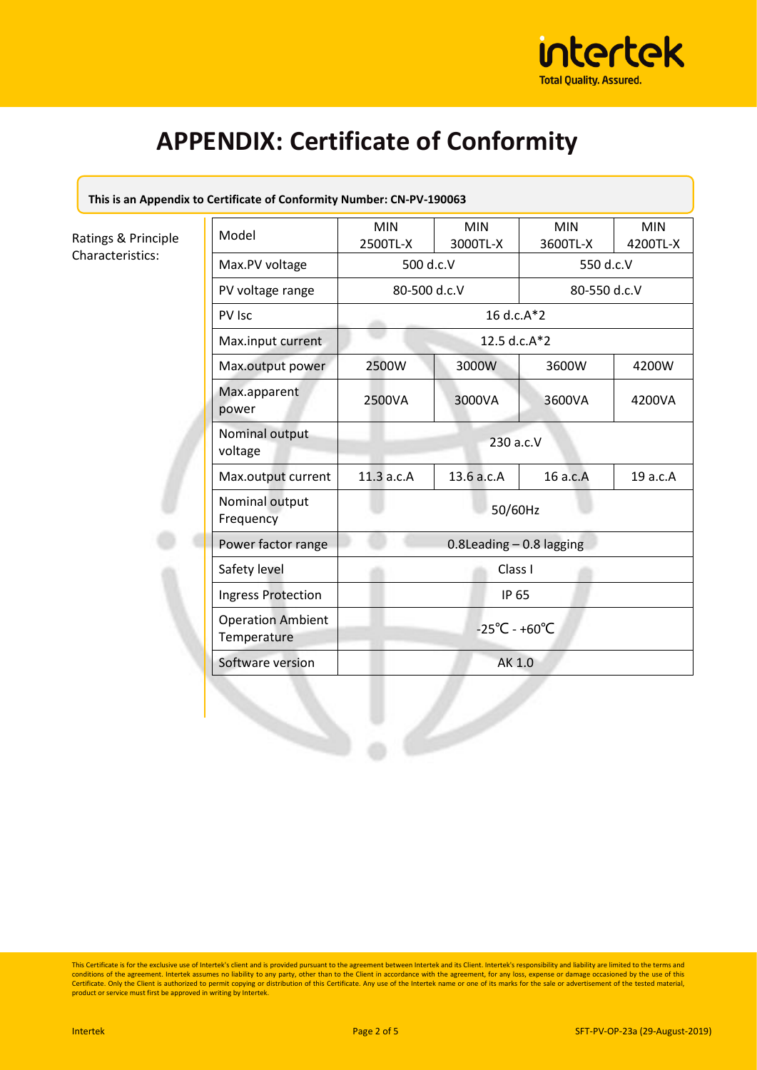# APPENDIX: Certificate of Conformity

**This is an Appendix to Certificate of Conformity Number: CN-PV-190063**

Ratings & Principle Characteristics:

| Model | MIN 2500TL-X | MIN 3000TL-X | MIN 3600TL-X | MIN 4200TL-X |
|---|---|---|---|---|
| Max.PV voltage | 500 d.c.V | | 550 d.c.V | |
| PV voltage range | 80-500 d.c.V | | 80-550 d.c.V | |
| PV Isc | 16 d.c.A*2 | | | |
| Max.input current | 12.5 d.c.A*2 | | | |
| Max.output power | 2500W | 3000W | 3600W | 4200W |
| Max.apparent power | 2500VA | 3000VA | 3600VA | 4200VA |
| Nominal output voltage | 230 a.c.V | | | |
| Max.output current | 11.3 a.c.A | 13.6 a.c.A | 16 a.c.A | 19 a.c.A |
| Nominal output Frequency | 50/60Hz | | | |
| Power factor range | 0.8Leading – 0.8 lagging | | | |
| Safety level | Class I | | | |
| Ingress Protection | IP 65 | | | |
| Operation Ambient Temperature | -25℃ - +60℃ | | | |
| Software version | AK 1.0 | | | |

This Certificate is for the exclusive use of Intertek's client and is provided pursuant to the agreement between Intertek and its Client. Intertek's responsibility and liability are limited to the terms and conditions of the agreement. Intertek assumes no liability to any party, other than to the Client in accordance with the agreement, for any loss, expense or damage occasioned by the use of this Certificate. Only the Client is authorized to permit copying or distribution of this Certificate. Any use of the Intertek name or one of its marks for the sale or advertisement of the tested material, product or service must first be approved in writing by Intertek.

Intertek SFT-PV-OP-23a (29-August-2019)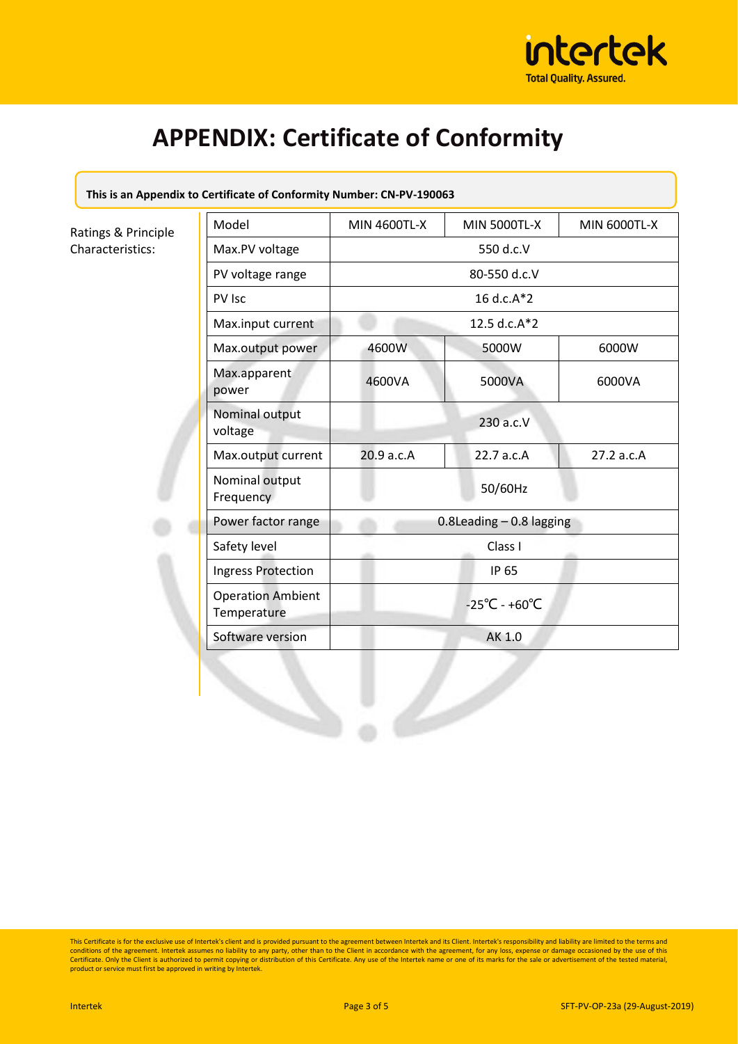# APPENDIX: Certificate of Conformity

**This is an Appendix to Certificate of Conformity Number: CN-PV-190063**

Ratings & Principle Characteristics:

| Model | MIN 4600TL-X | MIN 5000TL-X | MIN 6000TL-X |
|---|---|---|---|
| Max.PV voltage | 550 d.c.V | | |
| PV voltage range | 80-550 d.c.V | | |
| PV Isc | 16 d.c.A*2 | | |
| Max.input current | 12.5 d.c.A*2 | | |
| Max.output power | 4600W | 5000W | 6000W |
| Max.apparent power | 4600VA | 5000VA | 6000VA |
| Nominal output voltage | 230 a.c.V | | |
| Max.output current | 20.9 a.c.A | 22.7 a.c.A | 27.2 a.c.A |
| Nominal output Frequency | 50/60Hz | | |
| Power factor range | 0.8Leading – 0.8 lagging | | |
| Safety level | Class I | | |
| Ingress Protection | IP 65 | | |
| Operation Ambient Temperature | -25℃ - +60℃ | | |
| Software version | AK 1.0 | | |

This Certificate is for the exclusive use of Intertek's client and is provided pursuant to the agreement between Intertek and its Client. Intertek's responsibility and liability are limited to the terms and conditions of the agreement. Intertek assumes no liability to any party, other than to the Client in accordance with the agreement, for any loss, expense or damage occasioned by the use of this Certificate. Only the Client is authorized to permit copying or distribution of this Certificate. Any use of the Intertek name or one of its marks for the sale or advertisement of the tested material, product or service must first be approved in writing by Intertek.

Intertek SFT-PV-OP-23a (29-August-2019)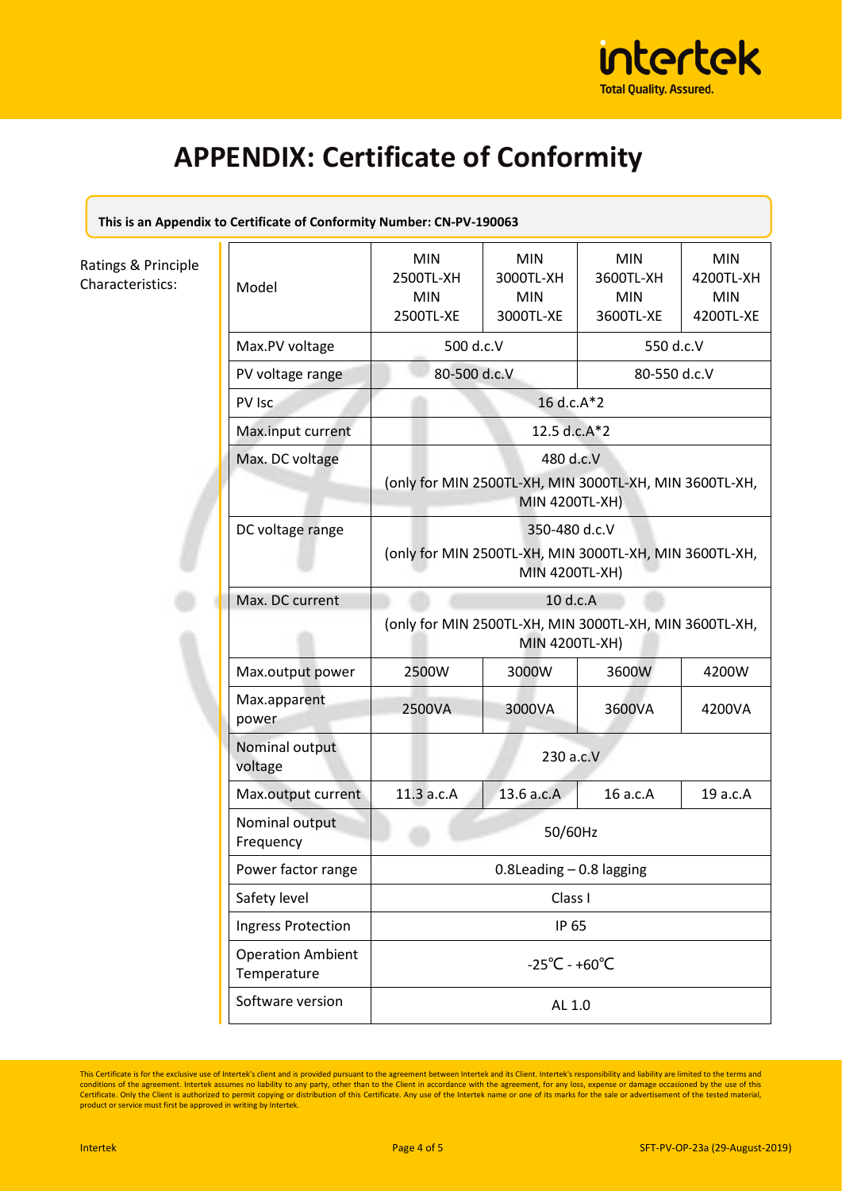# APPENDIX: Certificate of Conformity

**This is an Appendix to Certificate of Conformity Number: CN-PV-190063**

Ratings & Principle Characteristics:

| Model | MIN 2500TL-XH MIN 2500TL-XE | MIN 3000TL-XH MIN 3000TL-XE | MIN 3600TL-XH MIN 3600TL-XE | MIN 4200TL-XH MIN 4200TL-XE |
|---|---|---|---|---|
| Max.PV voltage | 500 d.c.V | | 550 d.c.V | |
| PV voltage range | 80-500 d.c.V | | 80-550 d.c.V | |
| PV Isc | 16 d.c.A*2 | | | |
| Max.input current | 12.5 d.c.A*2 | | | |
| Max. DC voltage | 480 d.c.V (only for MIN 2500TL-XH, MIN 3000TL-XH, MIN 3600TL-XH, MIN 4200TL-XH) | | | |
| DC voltage range | 350-480 d.c.V (only for MIN 2500TL-XH, MIN 3000TL-XH, MIN 3600TL-XH, MIN 4200TL-XH) | | | |
| Max. DC current | 10 d.c.A (only for MIN 2500TL-XH, MIN 3000TL-XH, MIN 3600TL-XH, MIN 4200TL-XH) | | | |
| Max.output power | 2500W | 3000W | 3600W | 4200W |
| Max.apparent power | 2500VA | 3000VA | 3600VA | 4200VA |
| Nominal output voltage | 230 a.c.V | | | |
| Max.output current | 11.3 a.c.A | 13.6 a.c.A | 16 a.c.A | 19 a.c.A |
| Nominal output Frequency | 50/60Hz | | | |
| Power factor range | 0.8Leading – 0.8 lagging | | | |
| Safety level | Class I | | | |
| Ingress Protection | IP 65 | | | |
| Operation Ambient Temperature | -25℃ - +60℃ | | | |
| Software version | AL 1.0 | | | |

This Certificate is for the exclusive use of Intertek's client and is provided pursuant to the agreement between Intertek and its Client. Intertek's responsibility and liability are limited to the terms and conditions of the agreement. Intertek assumes no liability to any party, other than to the Client in accordance with the agreement, for any loss, expense or damage occasioned by the use of this Certificate. Only the Client is authorized to permit copying or distribution of this Certificate. Any use of the Intertek name or one of its marks for the sale or advertisement of the tested material, product or service must first be approved in writing by Intertek.

Intertek — SFT-PV-OP-23a (29-August-2019)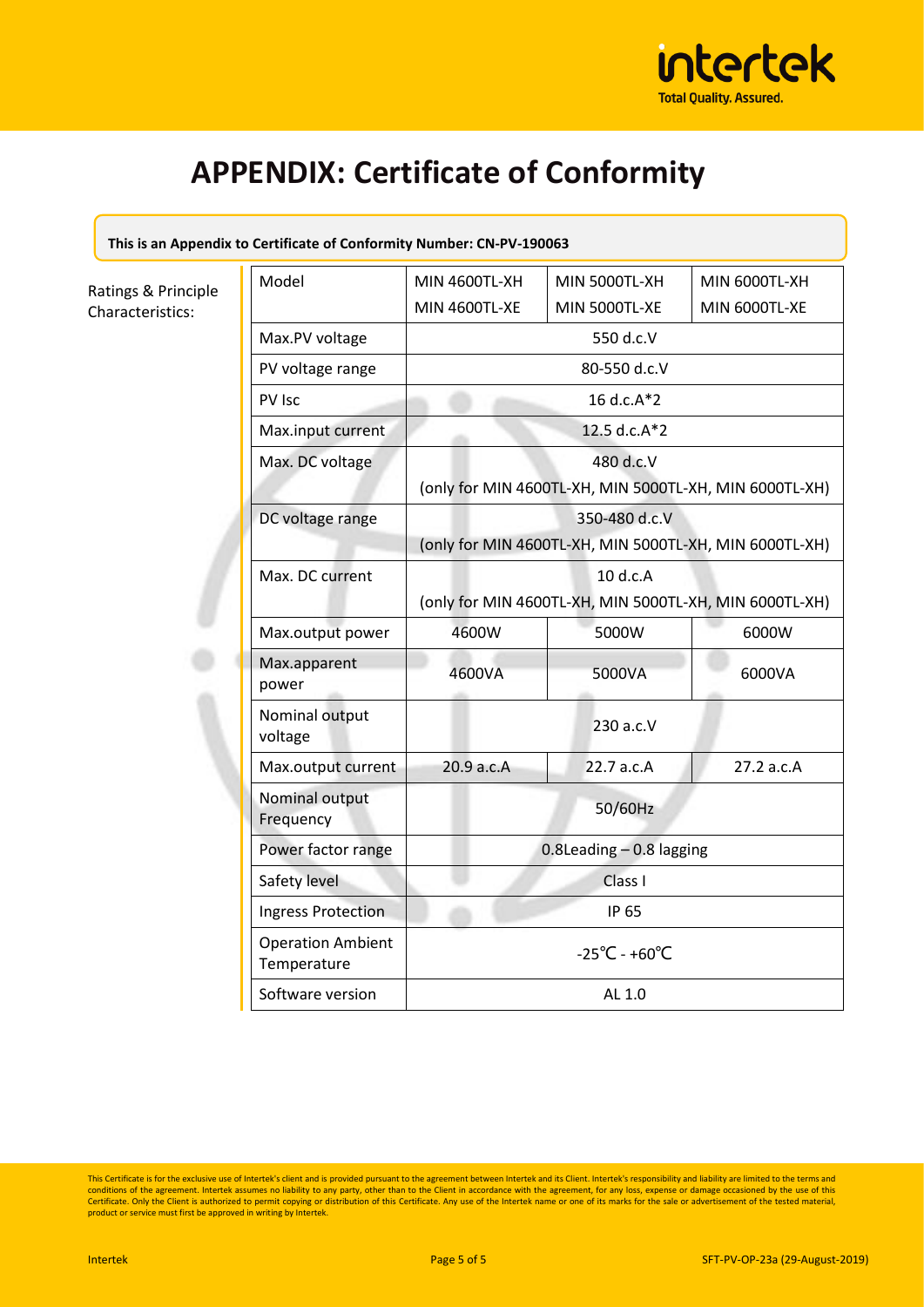# APPENDIX: Certificate of Conformity

**This is an Appendix to Certificate of Conformity Number: CN-PV-190063**

Ratings & Principle Characteristics:

| Model | MIN 4600TL-XH<br>MIN 4600TL-XE | MIN 5000TL-XH<br>MIN 5000TL-XE | MIN 6000TL-XH<br>MIN 6000TL-XE |
|---|---|---|---|
| Max.PV voltage | 550 d.c.V | | |
| PV voltage range | 80-550 d.c.V | | |
| PV Isc | 16 d.c.A*2 | | |
| Max.input current | 12.5 d.c.A*2 | | |
| Max. DC voltage | 480 d.c.V<br>(only for MIN 4600TL-XH, MIN 5000TL-XH, MIN 6000TL-XH) | | |
| DC voltage range | 350-480 d.c.V<br>(only for MIN 4600TL-XH, MIN 5000TL-XH, MIN 6000TL-XH) | | |
| Max. DC current | 10 d.c.A<br>(only for MIN 4600TL-XH, MIN 5000TL-XH, MIN 6000TL-XH) | | |
| Max.output power | 4600W | 5000W | 6000W |
| Max.apparent power | 4600VA | 5000VA | 6000VA |
| Nominal output voltage | 230 a.c.V | | |
| Max.output current | 20.9 a.c.A | 22.7 a.c.A | 27.2 a.c.A |
| Nominal output Frequency | 50/60Hz | | |
| Power factor range | 0.8Leading – 0.8 lagging | | |
| Safety level | Class I | | |
| Ingress Protection | IP 65 | | |
| Operation Ambient Temperature | -25℃ - +60℃ | | |
| Software version | AL 1.0 | | |

This Certificate is for the exclusive use of Intertek's client and is provided pursuant to the agreement between Intertek and its Client. Intertek's responsibility and liability are limited to the terms and conditions of the agreement. Intertek assumes no liability to any party, other than to the Client in accordance with the agreement, for any loss, expense or damage occasioned by the use of this Certificate. Only the Client is authorized to permit copying or distribution of this Certificate. Any use of the Intertek name or one of its marks for the sale or advertisement of the tested material, product or service must first be approved in writing by Intertek.

Intertek SFT-PV-OP-23a (29-August-2019)